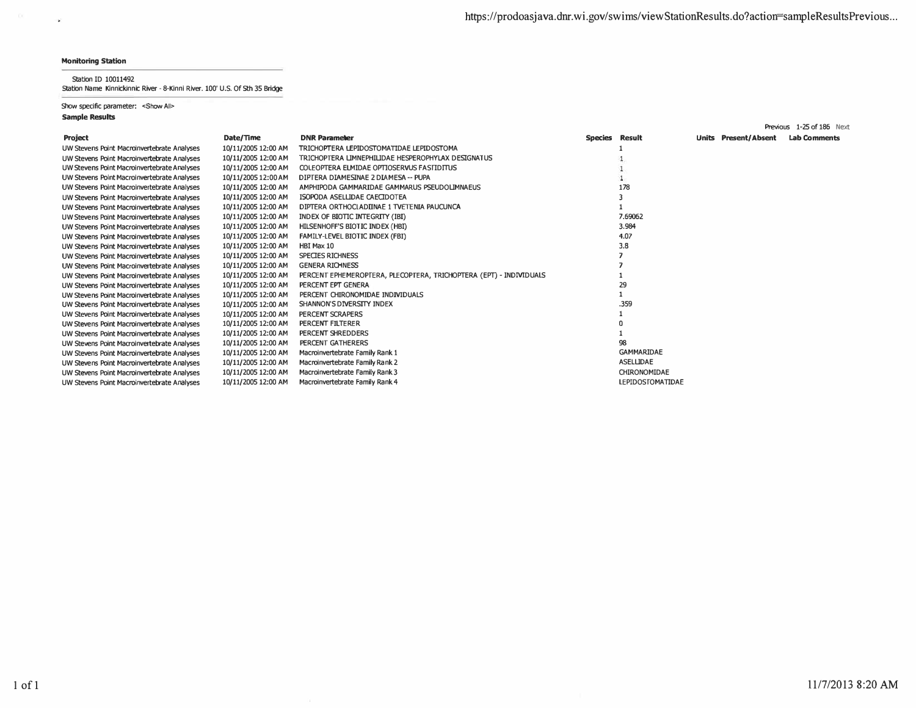**Monitoring Station**

Station ID 10011492
Station Name Kinnickinnic River - 8-Kinni River. 100' U.S. Of Sth 35 Bridge

Show specific parameter: <Show All>

**Sample Results**

Previous 1-25 of 186 Next

| Project | Date/Time | DNR Parameter | Species | Result | Units | Present/Absent | Lab Comments |
|---|---|---|---|---|---|---|---|
| UW Stevens Point Macroinvertebrate Analyses | 10/11/2005 12:00 AM | TRICHOPTERA LEPIDOSTOMATIDAE LEPIDOSTOMA | | 1 | | | |
| UW Stevens Point Macroinvertebrate Analyses | 10/11/2005 12:00 AM | TRICHOPTERA LIMNEPHILIDAE HESPEROPHYLAX DESIGNATUS | | 1 | | | |
| UW Stevens Point Macroinvertebrate Analyses | 10/11/2005 12:00 AM | COLEOPTERA ELMIDAE OPTIOSERVUS FASTIDITUS | | 1 | | | |
| UW Stevens Point Macroinvertebrate Analyses | 10/11/2005 12:00 AM | DIPTERA DIAMESINAE 2 DIAMESA -- PUPA | | 1 | | | |
| UW Stevens Point Macroinvertebrate Analyses | 10/11/2005 12:00 AM | AMPHIPODA GAMMARIDAE GAMMARUS PSEUDOLIMNAEUS | | 178 | | | |
| UW Stevens Point Macroinvertebrate Analyses | 10/11/2005 12:00 AM | ISOPODA ASELLIDAE CAECIDOTEA | | 3 | | | |
| UW Stevens Point Macroinvertebrate Analyses | 10/11/2005 12:00 AM | DIPTERA ORTHOCLADIINAE 1 TVETENIA PAUCUNCA | | 1 | | | |
| UW Stevens Point Macroinvertebrate Analyses | 10/11/2005 12:00 AM | INDEX OF BIOTIC INTEGRITY (IBI) | | 7.69062 | | | |
| UW Stevens Point Macroinvertebrate Analyses | 10/11/2005 12:00 AM | HILSENHOFF'S BIOTIC INDEX (HBI) | | 3.984 | | | |
| UW Stevens Point Macroinvertebrate Analyses | 10/11/2005 12:00 AM | FAMILY-LEVEL BIOTIC INDEX (FBI) | | 4.07 | | | |
| UW Stevens Point Macroinvertebrate Analyses | 10/11/2005 12:00 AM | HBI Max 10 | | 3.8 | | | |
| UW Stevens Point Macroinvertebrate Analyses | 10/11/2005 12:00 AM | SPECIES RICHNESS | | 7 | | | |
| UW Stevens Point Macroinvertebrate Analyses | 10/11/2005 12:00 AM | GENERA RICHNESS | | 7 | | | |
| UW Stevens Point Macroinvertebrate Analyses | 10/11/2005 12:00 AM | PERCENT EPHEMEROPTERA, PLECOPTERA, TRICHOPTERA (EPT) - INDIVIDUALS | | 1 | | | |
| UW Stevens Point Macroinvertebrate Analyses | 10/11/2005 12:00 AM | PERCENT EPT GENERA | | 29 | | | |
| UW Stevens Point Macroinvertebrate Analyses | 10/11/2005 12:00 AM | PERCENT CHIRONOMIDAE INDIVIDUALS | | 1 | | | |
| UW Stevens Point Macroinvertebrate Analyses | 10/11/2005 12:00 AM | SHANNON'S DIVERSITY INDEX | | .359 | | | |
| UW Stevens Point Macroinvertebrate Analyses | 10/11/2005 12:00 AM | PERCENT SCRAPERS | | 1 | | | |
| UW Stevens Point Macroinvertebrate Analyses | 10/11/2005 12:00 AM | PERCENT FILTERER | | 0 | | | |
| UW Stevens Point Macroinvertebrate Analyses | 10/11/2005 12:00 AM | PERCENT SHREDDERS | | 1 | | | |
| UW Stevens Point Macroinvertebrate Analyses | 10/11/2005 12:00 AM | PERCENT GATHERERS | | 98 | | | |
| UW Stevens Point Macroinvertebrate Analyses | 10/11/2005 12:00 AM | Macroinvertebrate Family Rank 1 | | GAMMARIDAE | | | |
| UW Stevens Point Macroinvertebrate Analyses | 10/11/2005 12:00 AM | Macroinvertebrate Family Rank 2 | | ASELLIDAE | | | |
| UW Stevens Point Macroinvertebrate Analyses | 10/11/2005 12:00 AM | Macroinvertebrate Family Rank 3 | | CHIRONOMIDAE | | | |
| UW Stevens Point Macroinvertebrate Analyses | 10/11/2005 12:00 AM | Macroinvertebrate Family Rank 4 | | LEPIDOSTOMATIDAE | | | |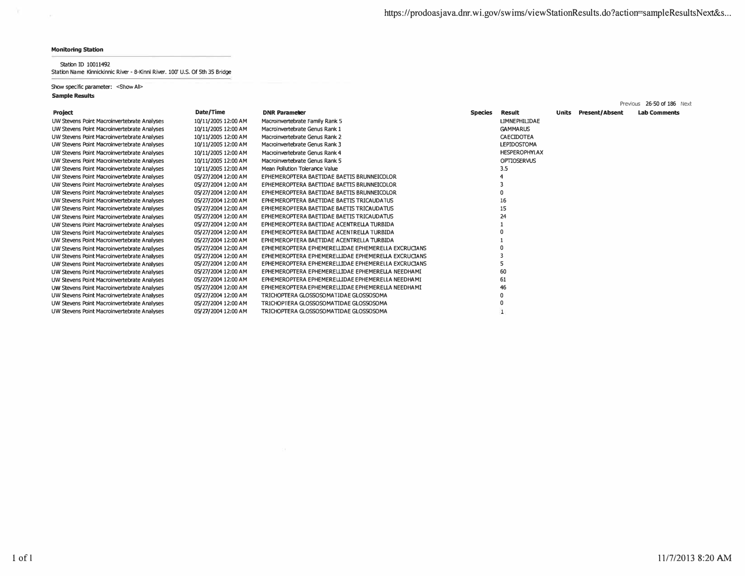**Monitoring Station**

Station ID 10011492
Station Name Kinnickinnic River - 8-Kinni River. 100' U.S. Of 5th 35 Bridge

Show specific parameter: <Show All>

**Sample Results**

Previous 26-50 of 186 Next

| Project | Date/Time | DNR Parameter | Species | Result | Units | Present/Absent | Lab Comments |
|---|---|---|---|---|---|---|---|
| UW Stevens Point Macroinvertebrate Analyses | 10/11/2005 12:00 AM | Macroinvertebrate Family Rank 5 | | LIMNEPHILIDAE | | | |
| UW Stevens Point Macroinvertebrate Analyses | 10/11/2005 12:00 AM | Macroinvertebrate Genus Rank 1 | | GAMMARUS | | | |
| UW Stevens Point Macroinvertebrate Analyses | 10/11/2005 12:00 AM | Macroinvertebrate Genus Rank 2 | | CAECIDOTEA | | | |
| UW Stevens Point Macroinvertebrate Analyses | 10/11/2005 12:00 AM | Macroinvertebrate Genus Rank 3 | | LEPIDOSTOMA | | | |
| UW Stevens Point Macroinvertebrate Analyses | 10/11/2005 12:00 AM | Macroinvertebrate Genus Rank 4 | | HESPEROPHYLAX | | | |
| UW Stevens Point Macroinvertebrate Analyses | 10/11/2005 12:00 AM | Macroinvertebrate Genus Rank 5 | | OPTIOSERVUS | | | |
| UW Stevens Point Macroinvertebrate Analyses | 10/11/2005 12:00 AM | Mean Pollution Tolerance Value | | 3.5 | | | |
| UW Stevens Point Macroinvertebrate Analyses | 05/27/2004 12:00 AM | EPHEMEROPTERA BAETIDAE BAETIS BRUNNEICOLOR | | 4 | | | |
| UW Stevens Point Macroinvertebrate Analyses | 05/27/2004 12:00 AM | EPHEMEROPTERA BAETIDAE BAETIS BRUNNEICOLOR | | 3 | | | |
| UW Stevens Point Macroinvertebrate Analyses | 05/27/2004 12:00 AM | EPHEMEROPTERA BAETIDAE BAETIS BRUNNEICOLOR | | 0 | | | |
| UW Stevens Point Macroinvertebrate Analyses | 05/27/2004 12:00 AM | EPHEMEROPTERA BAETIDAE BAETIS TRICAUDATUS | | 16 | | | |
| UW Stevens Point Macroinvertebrate Analyses | 05/27/2004 12:00 AM | EPHEMEROPTERA BAETIDAE BAETIS TRICAUDATUS | | 15 | | | |
| UW Stevens Point Macroinvertebrate Analyses | 05/27/2004 12:00 AM | EPHEMEROPTERA BAETIDAE BAETIS TRICAUDATUS | | 24 | | | |
| UW Stevens Point Macroinvertebrate Analyses | 05/27/2004 12:00 AM | EPHEMEROPTERA BAETIDAE ACENTRELLA TURBIDA | | 1 | | | |
| UW Stevens Point Macroinvertebrate Analyses | 05/27/2004 12:00 AM | EPHEMEROPTERA BAETIDAE ACENTRELLA TURBIDA | | 0 | | | |
| UW Stevens Point Macroinvertebrate Analyses | 05/27/2004 12:00 AM | EPHEMEROPTERA BAETIDAE ACENTRELLA TURBIDA | | 1 | | | |
| UW Stevens Point Macroinvertebrate Analyses | 05/27/2004 12:00 AM | EPHEMEROPTERA EPHEMERELLIDAE EPHEMERELLA EXCRUCIANS | | 0 | | | |
| UW Stevens Point Macroinvertebrate Analyses | 05/27/2004 12:00 AM | EPHEMEROPTERA EPHEMERELLIDAE EPHEMERELLA EXCRUCIANS | | 3 | | | |
| UW Stevens Point Macroinvertebrate Analyses | 05/27/2004 12:00 AM | EPHEMEROPTERA EPHEMERELLIDAE EPHEMERELLA EXCRUCIANS | | 5 | | | |
| UW Stevens Point Macroinvertebrate Analyses | 05/27/2004 12:00 AM | EPHEMEROPTERA EPHEMERELLIDAE EPHEMERELLA NEEDHAMI | | 60 | | | |
| UW Stevens Point Macroinvertebrate Analyses | 05/27/2004 12:00 AM | EPHEMEROPTERA EPHEMERELLIDAE EPHEMERELLA NEEDHAMI | | 61 | | | |
| UW Stevens Point Macroinvertebrate Analyses | 05/27/2004 12:00 AM | EPHEMEROPTERA EPHEMERELLIDAE EPHEMERELLA NEEDHAMI | | 46 | | | |
| UW Stevens Point Macroinvertebrate Analyses | 05/27/2004 12:00 AM | TRICHOPTERA GLOSSOSOMATIDAE GLOSSOSOMA | | 0 | | | |
| UW Stevens Point Macroinvertebrate Analyses | 05/27/2004 12:00 AM | TRICHOPTERA GLOSSOSOMATIDAE GLOSSOSOMA | | 0 | | | |
| UW Stevens Point Macroinvertebrate Analyses | 05/27/2004 12:00 AM | TRICHOPTERA GLOSSOSOMATIDAE GLOSSOSOMA | | 1 | | | |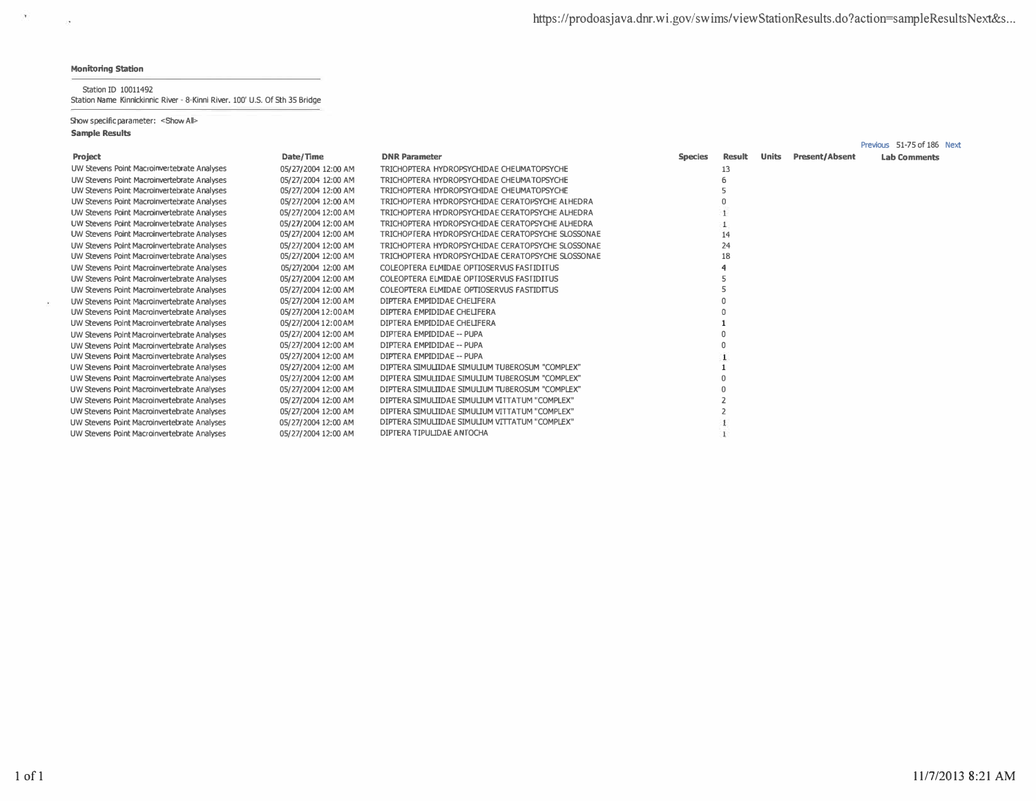**Monitoring Station**

Station ID 10011492
Station Name Kinnickinnic River - 8-Kinni River. 100' U.S. Of Sth 35 Bridge

Show specific parameter: <Show All>

**Sample Results**

Previous 51-75 of 186 Next

| Project | Date/Time | DNR Parameter | Species | Result | Units | Present/Absent | Lab Comments |
|---|---|---|---|---|---|---|---|
| UW Stevens Point Macroinvertebrate Analyses | 05/27/2004 12:00 AM | TRICHOPTERA HYDROPSYCHIDAE CHEUMATOPSYCHE | | 13 | | | |
| UW Stevens Point Macroinvertebrate Analyses | 05/27/2004 12:00 AM | TRICHOPTERA HYDROPSYCHIDAE CHEUMATOPSYCHE | | 6 | | | |
| UW Stevens Point Macroinvertebrate Analyses | 05/27/2004 12:00 AM | TRICHOPTERA HYDROPSYCHIDAE CHEUMATOPSYCHE | | 5 | | | |
| UW Stevens Point Macroinvertebrate Analyses | 05/27/2004 12:00 AM | TRICHOPTERA HYDROPSYCHIDAE CERATOPSYCHE ALHEDRA | | 0 | | | |
| UW Stevens Point Macroinvertebrate Analyses | 05/27/2004 12:00 AM | TRICHOPTERA HYDROPSYCHIDAE CERATOPSYCHE ALHEDRA | | 1 | | | |
| UW Stevens Point Macroinvertebrate Analyses | 05/27/2004 12:00 AM | TRICHOPTERA HYDROPSYCHIDAE CERATOPSYCHE ALHEDRA | | 1 | | | |
| UW Stevens Point Macroinvertebrate Analyses | 05/27/2004 12:00 AM | TRICHOPTERA HYDROPSYCHIDAE CERATOPSYCHE SLOSSONAE | | 14 | | | |
| UW Stevens Point Macroinvertebrate Analyses | 05/27/2004 12:00 AM | TRICHOPTERA HYDROPSYCHIDAE CERATOPSYCHE SLOSSONAE | | 24 | | | |
| UW Stevens Point Macroinvertebrate Analyses | 05/27/2004 12:00 AM | TRICHOPTERA HYDROPSYCHIDAE CERATOPSYCHE SLOSSONAE | | 18 | | | |
| UW Stevens Point Macroinvertebrate Analyses | 05/27/2004 12:00 AM | COLEOPTERA ELMIDAE OPTIOSERVUS FASTIDITUS | | 4 | | | |
| UW Stevens Point Macroinvertebrate Analyses | 05/27/2004 12:00 AM | COLEOPTERA ELMIDAE OPTIOSERVUS FASTIDITUS | | 5 | | | |
| UW Stevens Point Macroinvertebrate Analyses | 05/27/2004 12:00 AM | COLEOPTERA ELMIDAE OPTIOSERVUS FASTIDITUS | | 5 | | | |
| UW Stevens Point Macroinvertebrate Analyses | 05/27/2004 12:00 AM | DIPTERA EMPIDIDAE CHELIFERA | | 0 | | | |
| UW Stevens Point Macroinvertebrate Analyses | 05/27/2004 12:00 AM | DIPTERA EMPIDIDAE CHELIFERA | | 0 | | | |
| UW Stevens Point Macroinvertebrate Analyses | 05/27/2004 12:00 AM | DIPTERA EMPIDIDAE CHELIFERA | | 1 | | | |
| UW Stevens Point Macroinvertebrate Analyses | 05/27/2004 12:00 AM | DIPTERA EMPIDIDAE -- PUPA | | 0 | | | |
| UW Stevens Point Macroinvertebrate Analyses | 05/27/2004 12:00 AM | DIPTERA EMPIDIDAE -- PUPA | | 0 | | | |
| UW Stevens Point Macroinvertebrate Analyses | 05/27/2004 12:00 AM | DIPTERA EMPIDIDAE -- PUPA | | 1 | | | |
| UW Stevens Point Macroinvertebrate Analyses | 05/27/2004 12:00 AM | DIPTERA SIMULIIDAE SIMULIUM TUBEROSUM "COMPLEX" | | 1 | | | |
| UW Stevens Point Macroinvertebrate Analyses | 05/27/2004 12:00 AM | DIPTERA SIMULIIDAE SIMULIUM TUBEROSUM "COMPLEX" | | 0 | | | |
| UW Stevens Point Macroinvertebrate Analyses | 05/27/2004 12:00 AM | DIPTERA SIMULIIDAE SIMULIUM TUBEROSUM "COMPLEX" | | 0 | | | |
| UW Stevens Point Macroinvertebrate Analyses | 05/27/2004 12:00 AM | DIPTERA SIMULIIDAE SIMULIUM VITTATUM "COMPLEX" | | 2 | | | |
| UW Stevens Point Macroinvertebrate Analyses | 05/27/2004 12:00 AM | DIPTERA SIMULIIDAE SIMULIUM VITTATUM "COMPLEX" | | 2 | | | |
| UW Stevens Point Macroinvertebrate Analyses | 05/27/2004 12:00 AM | DIPTERA SIMULIIDAE SIMULIUM VITTATUM "COMPLEX" | | 1 | | | |
| UW Stevens Point Macroinvertebrate Analyses | 05/27/2004 12:00 AM | DIPTERA TIPULIDAE ANTOCHA | | 1 | | | |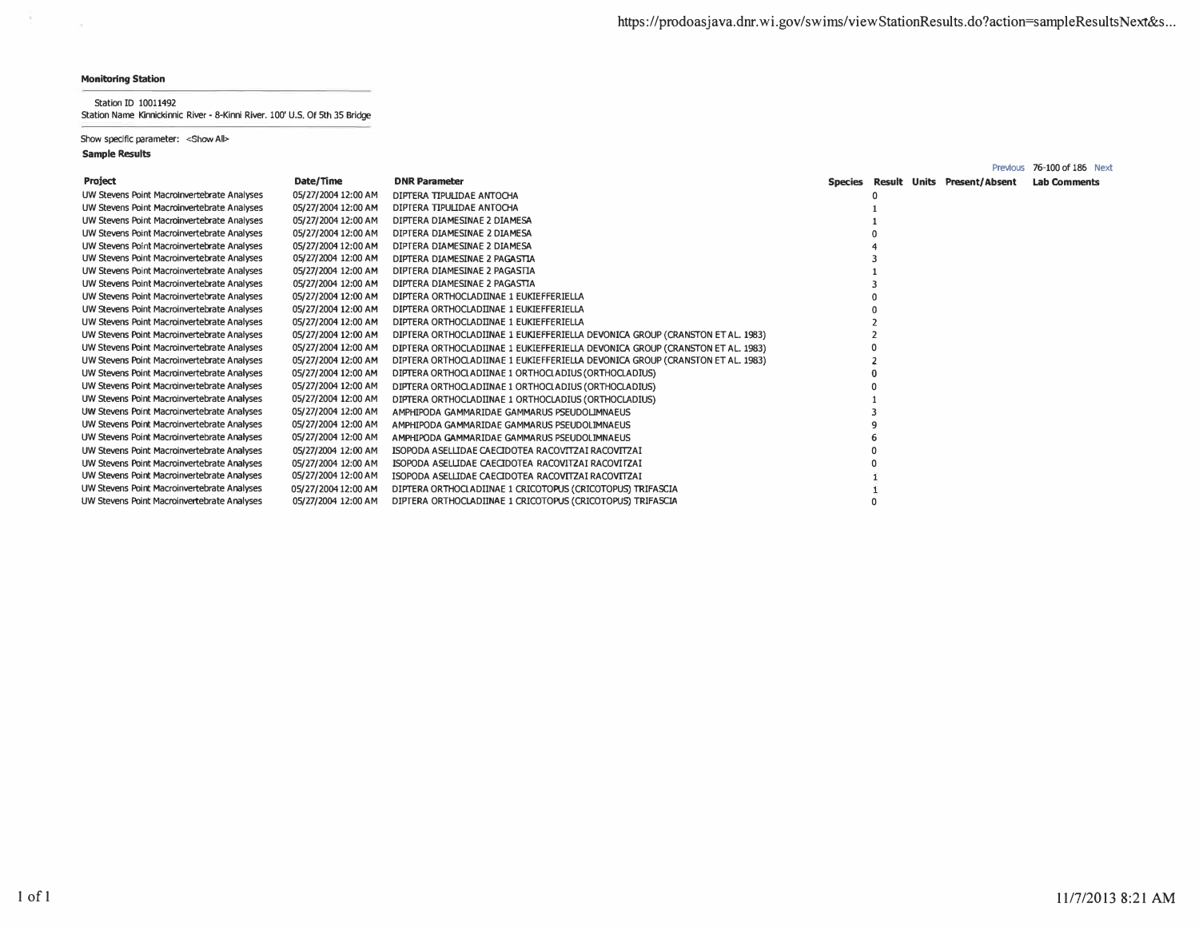**Monitoring Station**

Station ID 10011492
Station Name Kinnickinnic River - 8-Kinni River. 100' U.S. Of 5th 35 Bridge

Show specific parameter: <Show All>

**Sample Results**

Previous 76-100 of 186 Next

| Project | Date/Time | DNR Parameter | Species | Result | Units | Present/Absent | Lab Comments |
|---|---|---|---|---|---|---|---|
| UW Stevens Point Macroinvertebrate Analyses | 05/27/2004 12:00 AM | DIPTERA TIPULIDAE ANTOCHA | | 0 | | | |
| UW Stevens Point Macroinvertebrate Analyses | 05/27/2004 12:00 AM | DIPTERA TIPULIDAE ANTOCHA | | 1 | | | |
| UW Stevens Point Macroinvertebrate Analyses | 05/27/2004 12:00 AM | DIPTERA DIAMESINAE 2 DIAMESA | | 1 | | | |
| UW Stevens Point Macroinvertebrate Analyses | 05/27/2004 12:00 AM | DIPTERA DIAMESINAE 2 DIAMESA | | 0 | | | |
| UW Stevens Point Macroinvertebrate Analyses | 05/27/2004 12:00 AM | DIPTERA DIAMESINAE 2 DIAMESA | | 4 | | | |
| UW Stevens Point Macroinvertebrate Analyses | 05/27/2004 12:00 AM | DIPTERA DIAMESINAE 2 PAGASTIA | | 3 | | | |
| UW Stevens Point Macroinvertebrate Analyses | 05/27/2004 12:00 AM | DIPTERA DIAMESINAE 2 PAGASTIA | | 1 | | | |
| UW Stevens Point Macroinvertebrate Analyses | 05/27/2004 12:00 AM | DIPTERA DIAMESINAE 2 PAGASTIA | | 3 | | | |
| UW Stevens Point Macroinvertebrate Analyses | 05/27/2004 12:00 AM | DIPTERA ORTHOCLADIINAE 1 EUKIEFFERIELLA | | 0 | | | |
| UW Stevens Point Macroinvertebrate Analyses | 05/27/2004 12:00 AM | DIPTERA ORTHOCLADIINAE 1 EUKIEFFERIELLA | | 0 | | | |
| UW Stevens Point Macroinvertebrate Analyses | 05/27/2004 12:00 AM | DIPTERA ORTHOCLADIINAE 1 EUKIEFFERIELLA | | 2 | | | |
| UW Stevens Point Macroinvertebrate Analyses | 05/27/2004 12:00 AM | DIPTERA ORTHOCLADIINAE 1 EUKIEFFERIELLA DEVONICA GROUP (CRANSTON ET AL. 1983) | | 2 | | | |
| UW Stevens Point Macroinvertebrate Analyses | 05/27/2004 12:00 AM | DIPTERA ORTHOCLADIINAE 1 EUKIEFFERIELLA DEVONICA GROUP (CRANSTON ET AL. 1983) | | 0 | | | |
| UW Stevens Point Macroinvertebrate Analyses | 05/27/2004 12:00 AM | DIPTERA ORTHOCLADIINAE 1 EUKIEFFERIELLA DEVONICA GROUP (CRANSTON ET AL. 1983) | | 2 | | | |
| UW Stevens Point Macroinvertebrate Analyses | 05/27/2004 12:00 AM | DIPTERA ORTHOCLADIINAE 1 ORTHOCLADIUS (ORTHOCLADIUS) | | 0 | | | |
| UW Stevens Point Macroinvertebrate Analyses | 05/27/2004 12:00 AM | DIPTERA ORTHOCLADIINAE 1 ORTHOCLADIUS (ORTHOCLADIUS) | | 0 | | | |
| UW Stevens Point Macroinvertebrate Analyses | 05/27/2004 12:00 AM | DIPTERA ORTHOCLADIINAE 1 ORTHOCLADIUS (ORTHOCLADIUS) | | 1 | | | |
| UW Stevens Point Macroinvertebrate Analyses | 05/27/2004 12:00 AM | AMPHIPODA GAMMARIDAE GAMMARUS PSEUDOLIMNAEUS | | 3 | | | |
| UW Stevens Point Macroinvertebrate Analyses | 05/27/2004 12:00 AM | AMPHIPODA GAMMARIDAE GAMMARUS PSEUDOLIMNAEUS | | 9 | | | |
| UW Stevens Point Macroinvertebrate Analyses | 05/27/2004 12:00 AM | AMPHIPODA GAMMARIDAE GAMMARUS PSEUDOLIMNAEUS | | 6 | | | |
| UW Stevens Point Macroinvertebrate Analyses | 05/27/2004 12:00 AM | ISOPODA ASELLIDAE CAECIDOTEA RACOVITZAI RACOVITZAI | | 0 | | | |
| UW Stevens Point Macroinvertebrate Analyses | 05/27/2004 12:00 AM | ISOPODA ASELLIDAE CAECIDOTEA RACOVITZAI RACOVITZAI | | 0 | | | |
| UW Stevens Point Macroinvertebrate Analyses | 05/27/2004 12:00 AM | ISOPODA ASELLIDAE CAECIDOTEA RACOVITZAI RACOVITZAI | | 1 | | | |
| UW Stevens Point Macroinvertebrate Analyses | 05/27/2004 12:00 AM | DIPTERA ORTHOCLADIINAE 1 CRICOTOPUS (CRICOTOPUS) TRIFASCIA | | 1 | | | |
| UW Stevens Point Macroinvertebrate Analyses | 05/27/2004 12:00 AM | DIPTERA ORTHOCLADIINAE 1 CRICOTOPUS (CRICOTOPUS) TRIFASCIA | | 0 | | | |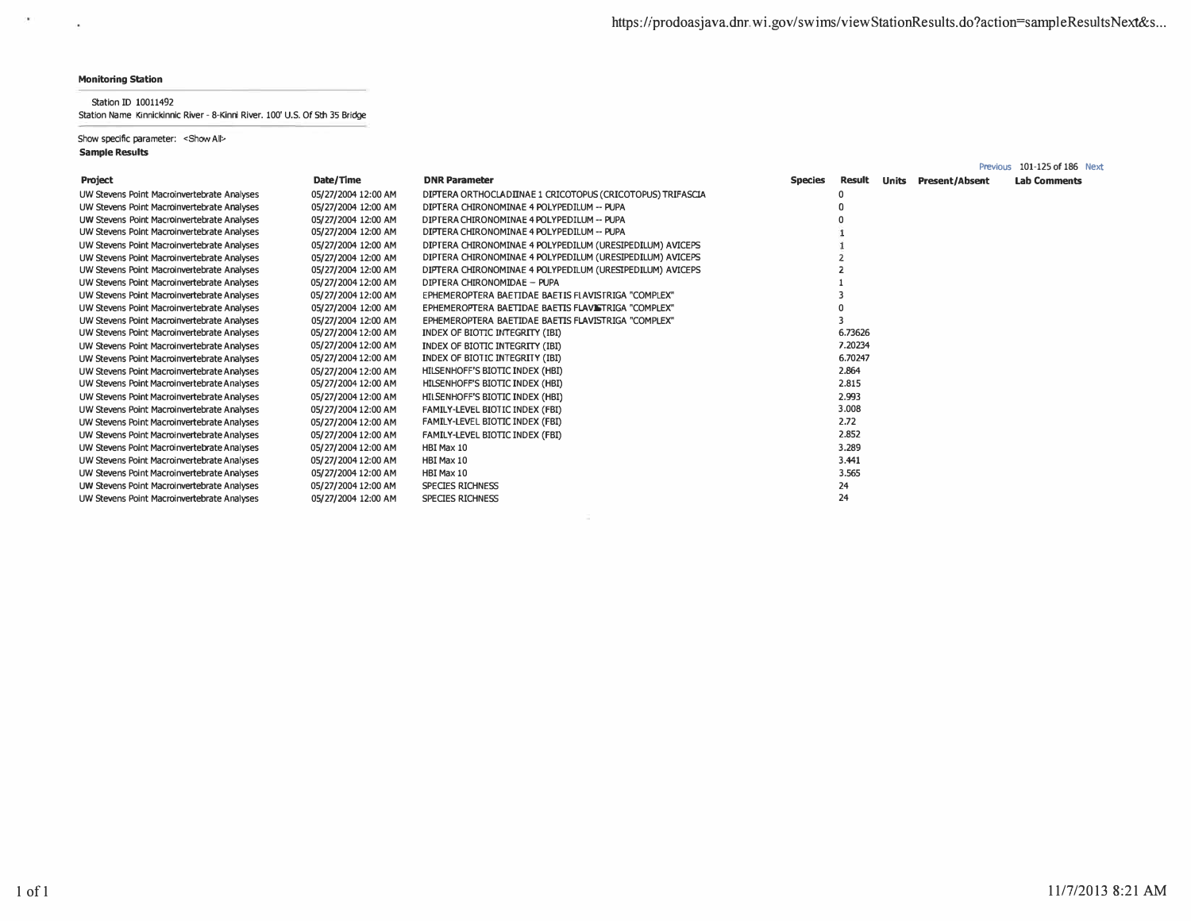**Monitoring Station**

Station ID 10011492
Station Name Kinnickinnic River - 8-Kinni River. 100' U.S. Of Sth 35 Bridge

Show specific parameter: <Show All>
**Sample Results**

Previous 101-125 of 186 Next

| Project | Date/Time | DNR Parameter | Species | Result | Units | Present/Absent | Lab Comments |
|---|---|---|---|---|---|---|---|
| UW Stevens Point Macroinvertebrate Analyses | 05/27/2004 12:00 AM | DIPTERA ORTHOCLADIINAE 1 CRICOTOPUS (CRICOTOPUS) TRIFASCIA | | 0 | | | |
| UW Stevens Point Macroinvertebrate Analyses | 05/27/2004 12:00 AM | DIPTERA CHIRONOMINAE 4 POLYPEDILUM -- PUPA | | 0 | | | |
| UW Stevens Point Macroinvertebrate Analyses | 05/27/2004 12:00 AM | DIPTERA CHIRONOMINAE 4 POLYPEDILUM -- PUPA | | 0 | | | |
| UW Stevens Point Macroinvertebrate Analyses | 05/27/2004 12:00 AM | DIPTERA CHIRONOMINAE 4 POLYPEDILUM -- PUPA | | 1 | | | |
| UW Stevens Point Macroinvertebrate Analyses | 05/27/2004 12:00 AM | DIPTERA CHIRONOMINAE 4 POLYPEDILUM (URESIPEDILUM) AVICEPS | | 1 | | | |
| UW Stevens Point Macroinvertebrate Analyses | 05/27/2004 12:00 AM | DIPTERA CHIRONOMINAE 4 POLYPEDILUM (URESIPEDILUM) AVICEPS | | 2 | | | |
| UW Stevens Point Macroinvertebrate Analyses | 05/27/2004 12:00 AM | DIPTERA CHIRONOMINAE 4 POLYPEDILUM (URESIPEDILUM) AVICEPS | | 2 | | | |
| UW Stevens Point Macroinvertebrate Analyses | 05/27/2004 12:00 AM | DIPTERA CHIRONOMIDAE -- PUPA | | 1 | | | |
| UW Stevens Point Macroinvertebrate Analyses | 05/27/2004 12:00 AM | EPHEMEROPTERA BAETIDAE BAETIS FLAVISTRIGA "COMPLEX" | | 3 | | | |
| UW Stevens Point Macroinvertebrate Analyses | 05/27/2004 12:00 AM | EPHEMEROPTERA BAETIDAE BAETIS FLAVISTRIGA "COMPLEX" | | 0 | | | |
| UW Stevens Point Macroinvertebrate Analyses | 05/27/2004 12:00 AM | EPHEMEROPTERA BAETIDAE BAETIS FLAVISTRIGA "COMPLEX" | | 3 | | | |
| UW Stevens Point Macroinvertebrate Analyses | 05/27/2004 12:00 AM | INDEX OF BIOTIC INTEGRITY (IBI) | | 6.73626 | | | |
| UW Stevens Point Macroinvertebrate Analyses | 05/27/2004 12:00 AM | INDEX OF BIOTIC INTEGRITY (IBI) | | 7.20234 | | | |
| UW Stevens Point Macroinvertebrate Analyses | 05/27/2004 12:00 AM | INDEX OF BIOTIC INTEGRITY (IBI) | | 6.70247 | | | |
| UW Stevens Point Macroinvertebrate Analyses | 05/27/2004 12:00 AM | HILSENHOFF'S BIOTIC INDEX (HBI) | | 2.864 | | | |
| UW Stevens Point Macroinvertebrate Analyses | 05/27/2004 12:00 AM | HILSENHOFF'S BIOTIC INDEX (HBI) | | 2.815 | | | |
| UW Stevens Point Macroinvertebrate Analyses | 05/27/2004 12:00 AM | HILSENHOFF'S BIOTIC INDEX (HBI) | | 2.993 | | | |
| UW Stevens Point Macroinvertebrate Analyses | 05/27/2004 12:00 AM | FAMILY-LEVEL BIOTIC INDEX (FBI) | | 3.008 | | | |
| UW Stevens Point Macroinvertebrate Analyses | 05/27/2004 12:00 AM | FAMILY-LEVEL BIOTIC INDEX (FBI) | | 2.72 | | | |
| UW Stevens Point Macroinvertebrate Analyses | 05/27/2004 12:00 AM | FAMILY-LEVEL BIOTIC INDEX (FBI) | | 2.852 | | | |
| UW Stevens Point Macroinvertebrate Analyses | 05/27/2004 12:00 AM | HBI Max 10 | | 3.289 | | | |
| UW Stevens Point Macroinvertebrate Analyses | 05/27/2004 12:00 AM | HBI Max 10 | | 3.441 | | | |
| UW Stevens Point Macroinvertebrate Analyses | 05/27/2004 12:00 AM | HBI Max 10 | | 3.565 | | | |
| UW Stevens Point Macroinvertebrate Analyses | 05/27/2004 12:00 AM | SPECIES RICHNESS | | 24 | | | |
| UW Stevens Point Macroinvertebrate Analyses | 05/27/2004 12:00 AM | SPECIES RICHNESS | | 24 | | | |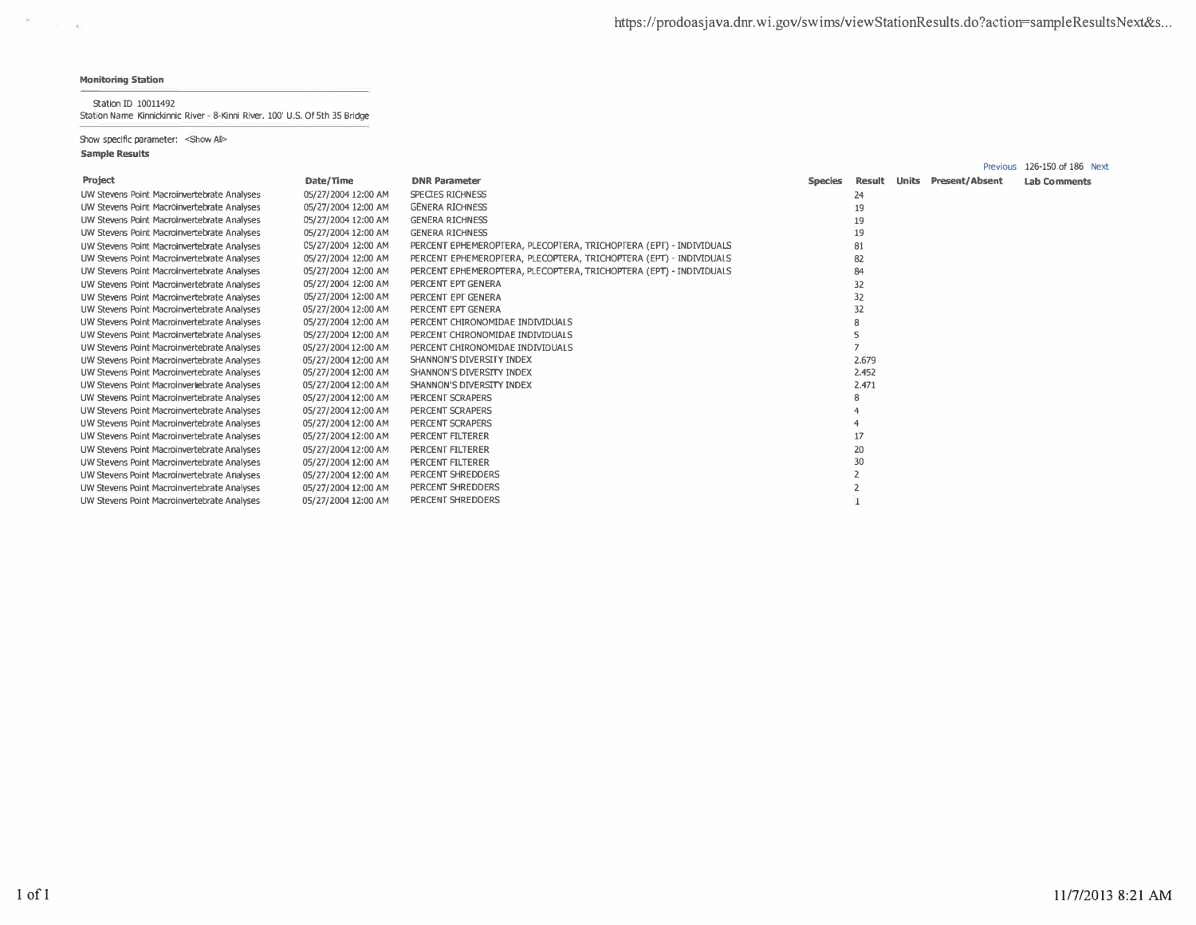**Monitoring Station**

Station ID 10011492
Station Name Kinnickinnic River - 8-Kinni River. 100' U.S. Of 5th 35 Bridge

Show specific parameter: <Show All>

**Sample Results**

Previous 126-150 of 186 Next

| Project | Date/Time | DNR Parameter | Species | Result | Units | Present/Absent | Lab Comments |
|---|---|---|---|---|---|---|---|
| UW Stevens Point Macroinvertebrate Analyses | 05/27/2004 12:00 AM | SPECIES RICHNESS | | 24 | | | |
| UW Stevens Point Macroinvertebrate Analyses | 05/27/2004 12:00 AM | GENERA RICHNESS | | 19 | | | |
| UW Stevens Point Macroinvertebrate Analyses | 05/27/2004 12:00 AM | GENERA RICHNESS | | 19 | | | |
| UW Stevens Point Macroinvertebrate Analyses | 05/27/2004 12:00 AM | GENERA RICHNESS | | 19 | | | |
| UW Stevens Point Macroinvertebrate Analyses | 05/27/2004 12:00 AM | PERCENT EPHEMEROPTERA, PLECOPTERA, TRICHOPTERA (EPT) - INDIVIDUALS | | 81 | | | |
| UW Stevens Point Macroinvertebrate Analyses | 05/27/2004 12:00 AM | PERCENT EPHEMEROPTERA, PLECOPTERA, TRICHOPTERA (EPT) - INDIVIDUALS | | 82 | | | |
| UW Stevens Point Macroinvertebrate Analyses | 05/27/2004 12:00 AM | PERCENT EPHEMEROPTERA, PLECOPTERA, TRICHOPTERA (EPT) - INDIVIDUALS | | 84 | | | |
| UW Stevens Point Macroinvertebrate Analyses | 05/27/2004 12:00 AM | PERCENT EPT GENERA | | 32 | | | |
| UW Stevens Point Macroinvertebrate Analyses | 05/27/2004 12:00 AM | PERCENT EPT GENERA | | 32 | | | |
| UW Stevens Point Macroinvertebrate Analyses | 05/27/2004 12:00 AM | PERCENT EPT GENERA | | 32 | | | |
| UW Stevens Point Macroinvertebrate Analyses | 05/27/2004 12:00 AM | PERCENT CHIRONOMIDAE INDIVIDUALS | | 8 | | | |
| UW Stevens Point Macroinvertebrate Analyses | 05/27/2004 12:00 AM | PERCENT CHIRONOMIDAE INDIVIDUALS | | 5 | | | |
| UW Stevens Point Macroinvertebrate Analyses | 05/27/2004 12:00 AM | PERCENT CHIRONOMIDAE INDIVIDUALS | | 7 | | | |
| UW Stevens Point Macroinvertebrate Analyses | 05/27/2004 12:00 AM | SHANNON'S DIVERSITY INDEX | | 2.679 | | | |
| UW Stevens Point Macroinvertebrate Analyses | 05/27/2004 12:00 AM | SHANNON'S DIVERSITY INDEX | | 2.452 | | | |
| UW Stevens Point Macroinvertebrate Analyses | 05/27/2004 12:00 AM | SHANNON'S DIVERSITY INDEX | | 2.471 | | | |
| UW Stevens Point Macroinvertebrate Analyses | 05/27/2004 12:00 AM | PERCENT SCRAPERS | | 8 | | | |
| UW Stevens Point Macroinvertebrate Analyses | 05/27/2004 12:00 AM | PERCENT SCRAPERS | | 4 | | | |
| UW Stevens Point Macroinvertebrate Analyses | 05/27/2004 12:00 AM | PERCENT SCRAPERS | | 4 | | | |
| UW Stevens Point Macroinvertebrate Analyses | 05/27/2004 12:00 AM | PERCENT FILTERER | | 17 | | | |
| UW Stevens Point Macroinvertebrate Analyses | 05/27/2004 12:00 AM | PERCENT FILTERER | | 20 | | | |
| UW Stevens Point Macroinvertebrate Analyses | 05/27/2004 12:00 AM | PERCENT FILTERER | | 30 | | | |
| UW Stevens Point Macroinvertebrate Analyses | 05/27/2004 12:00 AM | PERCENT SHREDDERS | | 2 | | | |
| UW Stevens Point Macroinvertebrate Analyses | 05/27/2004 12:00 AM | PERCENT SHREDDERS | | 2 | | | |
| UW Stevens Point Macroinvertebrate Analyses | 05/27/2004 12:00 AM | PERCENT SHREDDERS | | 1 | | | |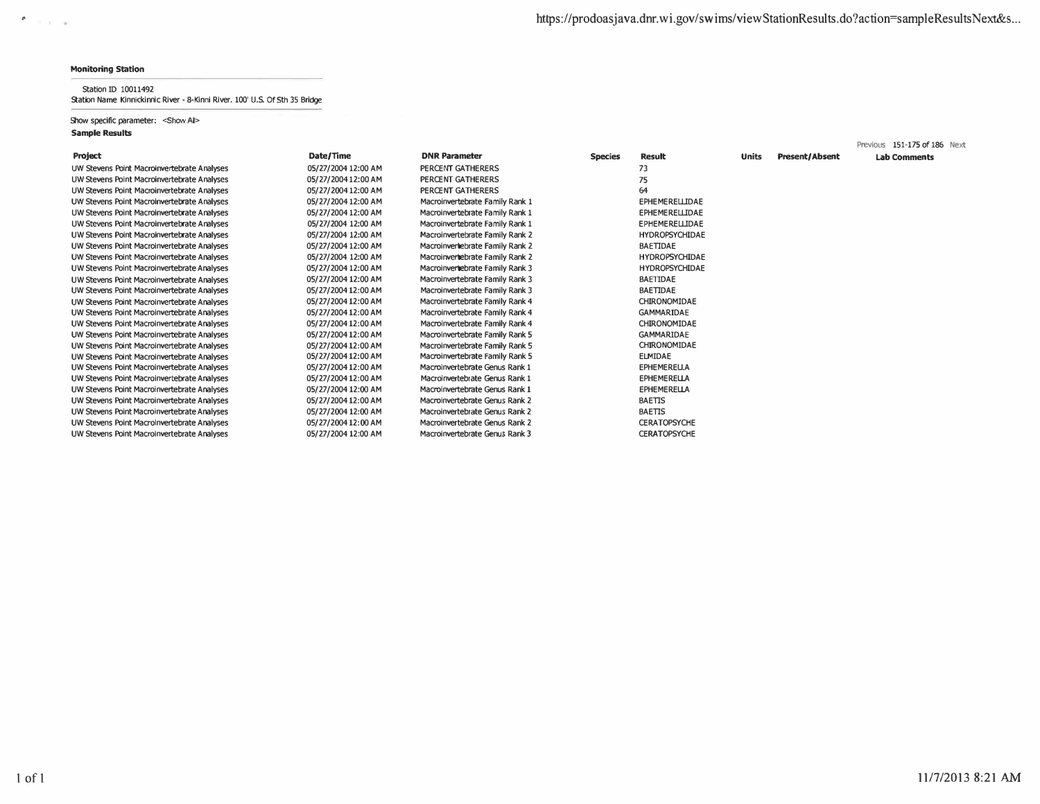**Monitoring Station**

Station ID 10011492
Station Name Kinnickinnic River - 8-Kinni River. 100' U.S. Of Sth 35 Bridge

Show specific parameter: <Show All>
**Sample Results**

Previous 151-175 of 186 Next

| Project | Date/Time | DNR Parameter | Species | Result | Units | Present/Absent | Lab Comments |
|---|---|---|---|---|---|---|---|
| UW Stevens Point Macroinvertebrate Analyses | 05/27/2004 12:00 AM | PERCENT GATHERERS | | 73 | | | |
| UW Stevens Point Macroinvertebrate Analyses | 05/27/2004 12:00 AM | PERCENT GATHERERS | | 75 | | | |
| UW Stevens Point Macroinvertebrate Analyses | 05/27/2004 12:00 AM | PERCENT GATHERERS | | 64 | | | |
| UW Stevens Point Macroinvertebrate Analyses | 05/27/2004 12:00 AM | Macroinvertebrate Family Rank 1 | | EPHEMERELLIDAE | | | |
| UW Stevens Point Macroinvertebrate Analyses | 05/27/2004 12:00 AM | Macroinvertebrate Family Rank 1 | | EPHEMERELLIDAE | | | |
| UW Stevens Point Macroinvertebrate Analyses | 05/27/2004 12:00 AM | Macroinvertebrate Family Rank 1 | | EPHEMERELLIDAE | | | |
| UW Stevens Point Macroinvertebrate Analyses | 05/27/2004 12:00 AM | Macroinvertebrate Family Rank 2 | | HYDROPSYCHIDAE | | | |
| UW Stevens Point Macroinvertebrate Analyses | 05/27/2004 12:00 AM | Macroinvertebrate Family Rank 2 | | BAETIDAE | | | |
| UW Stevens Point Macroinvertebrate Analyses | 05/27/2004 12:00 AM | Macroinvertebrate Family Rank 2 | | HYDROPSYCHIDAE | | | |
| UW Stevens Point Macroinvertebrate Analyses | 05/27/2004 12:00 AM | Macroinvertebrate Family Rank 3 | | HYDROPSYCHIDAE | | | |
| UW Stevens Point Macroinvertebrate Analyses | 05/27/2004 12:00 AM | Macroinvertebrate Family Rank 3 | | BAETIDAE | | | |
| UW Stevens Point Macroinvertebrate Analyses | 05/27/2004 12:00 AM | Macroinvertebrate Family Rank 3 | | BAETIDAE | | | |
| UW Stevens Point Macroinvertebrate Analyses | 05/27/2004 12:00 AM | Macroinvertebrate Family Rank 4 | | CHIRONOMIDAE | | | |
| UW Stevens Point Macroinvertebrate Analyses | 05/27/2004 12:00 AM | Macroinvertebrate Family Rank 4 | | GAMMARIDAE | | | |
| UW Stevens Point Macroinvertebrate Analyses | 05/27/2004 12:00 AM | Macroinvertebrate Family Rank 4 | | CHIRONOMIDAE | | | |
| UW Stevens Point Macroinvertebrate Analyses | 05/27/2004 12:00 AM | Macroinvertebrate Family Rank 5 | | GAMMARIDAE | | | |
| UW Stevens Point Macroinvertebrate Analyses | 05/27/2004 12:00 AM | Macroinvertebrate Family Rank 5 | | CHIRONOMIDAE | | | |
| UW Stevens Point Macroinvertebrate Analyses | 05/27/2004 12:00 AM | Macroinvertebrate Family Rank 5 | | ELMIDAE | | | |
| UW Stevens Point Macroinvertebrate Analyses | 05/27/2004 12:00 AM | Macroinvertebrate Genus Rank 1 | | EPHEMERELLA | | | |
| UW Stevens Point Macroinvertebrate Analyses | 05/27/2004 12:00 AM | Macroinvertebrate Genus Rank 1 | | EPHEMERELLA | | | |
| UW Stevens Point Macroinvertebrate Analyses | 05/27/2004 12:00 AM | Macroinvertebrate Genus Rank 1 | | EPHEMERELLA | | | |
| UW Stevens Point Macroinvertebrate Analyses | 05/27/2004 12:00 AM | Macroinvertebrate Genus Rank 2 | | BAETIS | | | |
| UW Stevens Point Macroinvertebrate Analyses | 05/27/2004 12:00 AM | Macroinvertebrate Genus Rank 2 | | BAETIS | | | |
| UW Stevens Point Macroinvertebrate Analyses | 05/27/2004 12:00 AM | Macroinvertebrate Genus Rank 2 | | CERATOPSYCHE | | | |
| UW Stevens Point Macroinvertebrate Analyses | 05/27/2004 12:00 AM | Macroinvertebrate Genus Rank 3 | | CERATOPSYCHE | | | |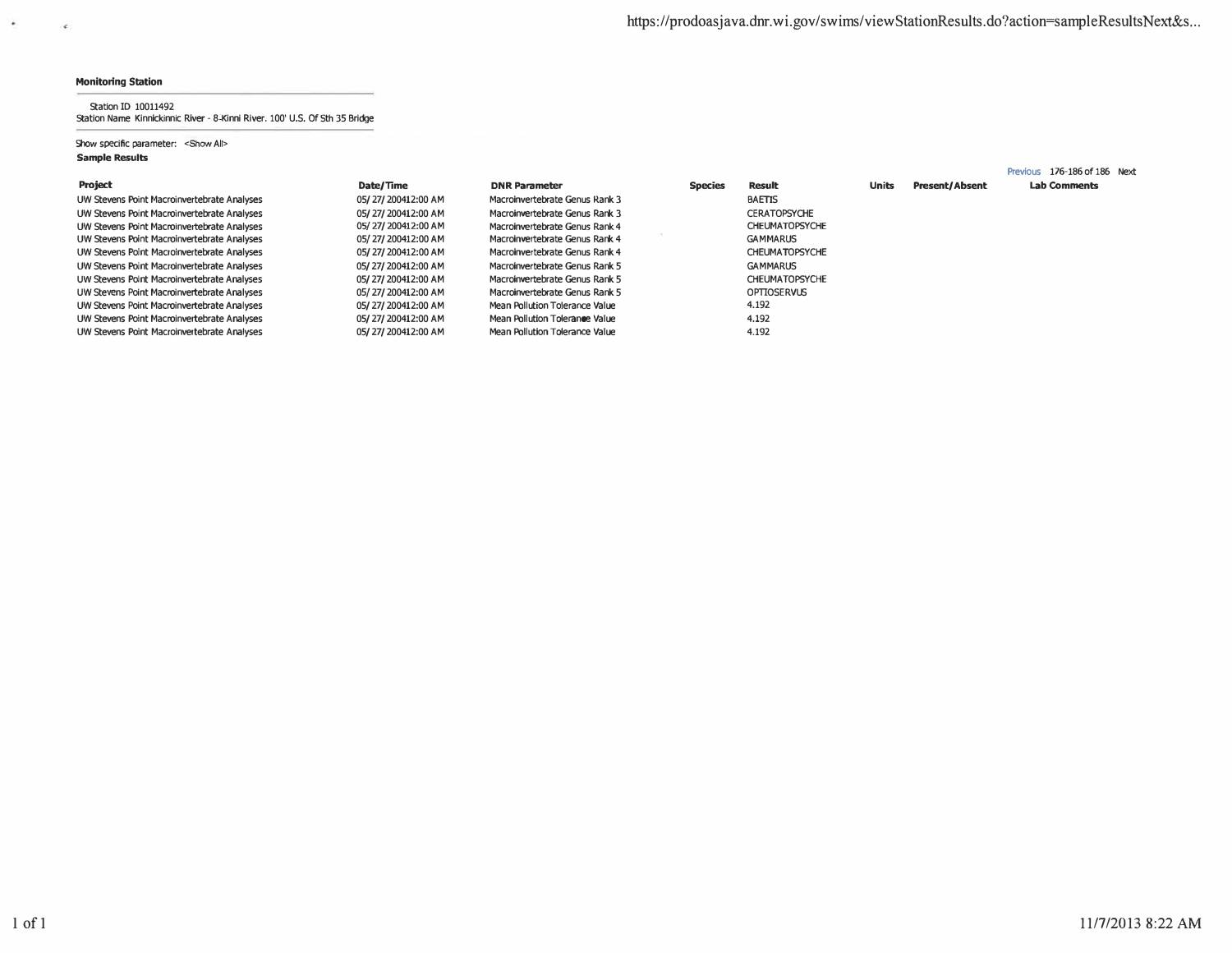**Monitoring Station**

Station ID 10011492
Station Name Kinnickinnic River - 8-Kinni River. 100' U.S. Of Sth 35 Bridge

Show specific parameter: <Show All>

**Sample Results**

Previous 176-186 of 186 Next

| Project | Date/Time | DNR Parameter | Species | Result | Units | Present/Absent | Lab Comments |
|---|---|---|---|---|---|---|---|
| UW Stevens Point Macroinvertebrate Analyses | 05/27/200412:00 AM | Macroinvertebrate Genus Rank 3 | | BAETIS | | | |
| UW Stevens Point Macroinvertebrate Analyses | 05/27/200412:00 AM | Macroinvertebrate Genus Rank 3 | | CERATOPSYCHE | | | |
| UW Stevens Point Macroinvertebrate Analyses | 05/27/200412:00 AM | Macroinvertebrate Genus Rank 4 | | CHEUMATOPSYCHE | | | |
| UW Stevens Point Macroinvertebrate Analyses | 05/27/200412:00 AM | Macroinvertebrate Genus Rank 4 | | GAMMARUS | | | |
| UW Stevens Point Macroinvertebrate Analyses | 05/27/200412:00 AM | Macroinvertebrate Genus Rank 4 | | CHEUMATOPSYCHE | | | |
| UW Stevens Point Macroinvertebrate Analyses | 05/27/200412:00 AM | Macroinvertebrate Genus Rank 5 | | GAMMARUS | | | |
| UW Stevens Point Macroinvertebrate Analyses | 05/27/200412:00 AM | Macroinvertebrate Genus Rank 5 | | CHEUMATOPSYCHE | | | |
| UW Stevens Point Macroinvertebrate Analyses | 05/27/200412:00 AM | Macroinvertebrate Genus Rank 5 | | OPTIOSERVUS | | | |
| UW Stevens Point Macroinvertebrate Analyses | 05/27/200412:00 AM | Mean Pollution Tolerance Value | | 4.192 | | | |
| UW Stevens Point Macroinvertebrate Analyses | 05/27/200412:00 AM | Mean Pollution Tolerance Value | | 4.192 | | | |
| UW Stevens Point Macroinvertebrate Analyses | 05/27/200412:00 AM | Mean Pollution Tolerance Value | | 4.192 | | | |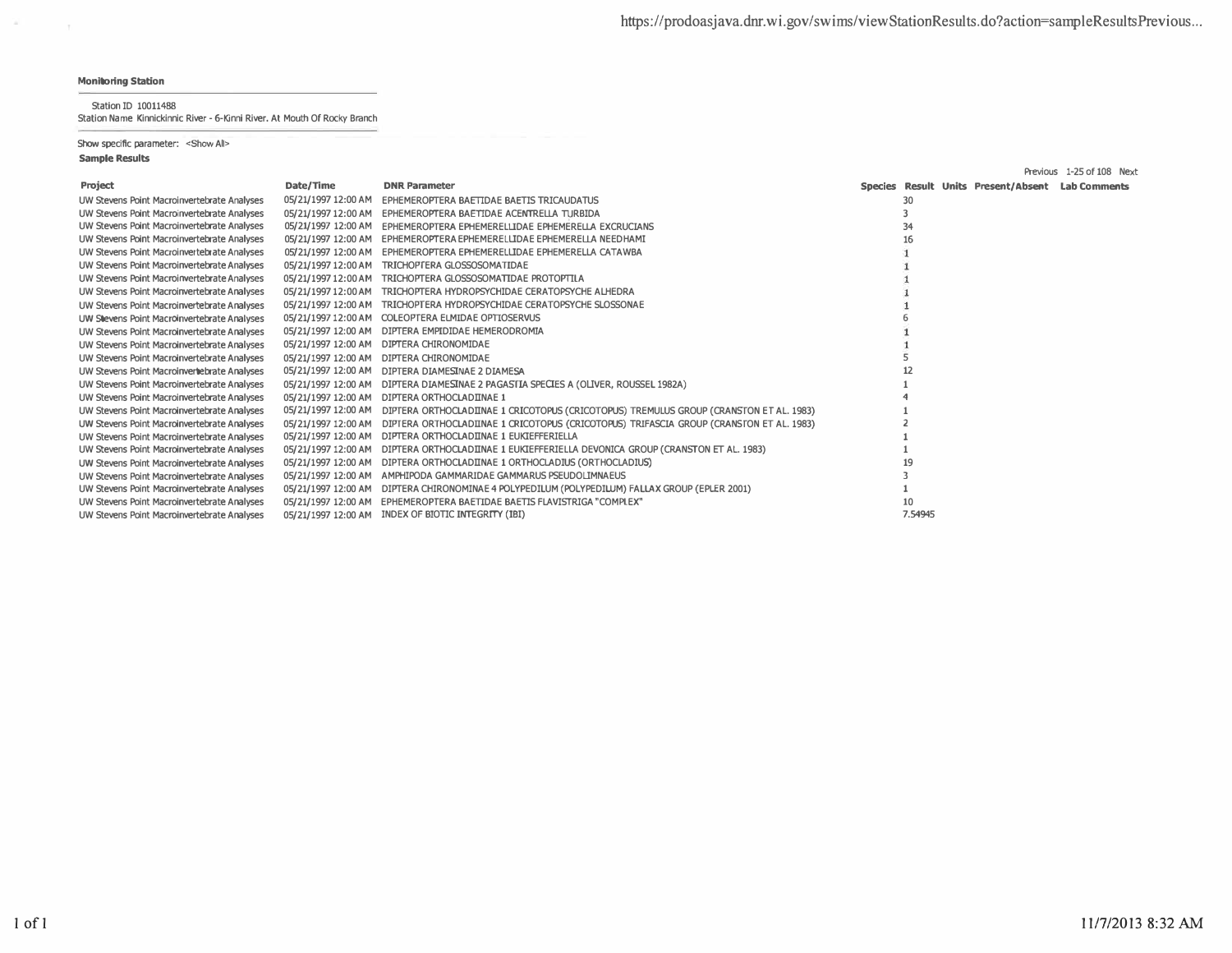**Monitoring Station**

Station ID 10011488
Station Name Kinnickinnic River - 6-Kinni River. At Mouth Of Rocky Branch

Show specific parameter: <Show All>

**Sample Results**

Previous 1-25 of 108 Next

| Project | Date/Time | DNR Parameter | Species | Result | Units | Present/Absent | Lab Comments |
|---|---|---|---|---|---|---|---|
| UW Stevens Point Macroinvertebrate Analyses | 05/21/1997 12:00 AM | EPHEMEROPTERA BAETIDAE BAETIS TRICAUDATUS | | 30 | | | |
| UW Stevens Point Macroinvertebrate Analyses | 05/21/1997 12:00 AM | EPHEMEROPTERA BAETIDAE ACENTRELLA TURBIDA | | 3 | | | |
| UW Stevens Point Macroinvertebrate Analyses | 05/21/1997 12:00 AM | EPHEMEROPTERA EPHEMERELLIDAE EPHEMERELLA EXCRUCIANS | | 34 | | | |
| UW Stevens Point Macroinvertebrate Analyses | 05/21/1997 12:00 AM | EPHEMEROPTERA EPHEMERELLIDAE EPHEMERELLA NEEDHAMI | | 16 | | | |
| UW Stevens Point Macroinvertebrate Analyses | 05/21/1997 12:00 AM | EPHEMEROPTERA EPHEMERELLIDAE EPHEMERELLA CATAWBA | | 1 | | | |
| UW Stevens Point Macroinvertebrate Analyses | 05/21/1997 12:00 AM | TRICHOPTERA GLOSSOSOMATIDAE | | 1 | | | |
| UW Stevens Point Macroinvertebrate Analyses | 05/21/1997 12:00 AM | TRICHOPTERA GLOSSOSOMATIDAE PROTOPTILA | | 1 | | | |
| UW Stevens Point Macroinvertebrate Analyses | 05/21/1997 12:00 AM | TRICHOPTERA HYDROPSYCHIDAE CERATOPSYCHE ALHEDRA | | 1 | | | |
| UW Stevens Point Macroinvertebrate Analyses | 05/21/1997 12:00 AM | TRICHOPTERA HYDROPSYCHIDAE CERATOPSYCHE SLOSSONAE | | 1 | | | |
| UW Stevens Point Macroinvertebrate Analyses | 05/21/1997 12:00 AM | COLEOPTERA ELMIDAE OPTIOSERVUS | | 6 | | | |
| UW Stevens Point Macroinvertebrate Analyses | 05/21/1997 12:00 AM | DIPTERA EMPIDIDAE HEMERODROMIA | | 1 | | | |
| UW Stevens Point Macroinvertebrate Analyses | 05/21/1997 12:00 AM | DIPTERA CHIRONOMIDAE | | 1 | | | |
| UW Stevens Point Macroinvertebrate Analyses | 05/21/1997 12:00 AM | DIPTERA CHIRONOMIDAE | | 5 | | | |
| UW Stevens Point Macroinvertebrate Analyses | 05/21/1997 12:00 AM | DIPTERA DIAMESINAE 2 DIAMESA | | 12 | | | |
| UW Stevens Point Macroinvertebrate Analyses | 05/21/1997 12:00 AM | DIPTERA DIAMESINAE 2 PAGASTIA SPECIES A (OLIVER, ROUSSEL 1982A) | | 1 | | | |
| UW Stevens Point Macroinvertebrate Analyses | 05/21/1997 12:00 AM | DIPTERA ORTHOCLADIINAE 1 | | 4 | | | |
| UW Stevens Point Macroinvertebrate Analyses | 05/21/1997 12:00 AM | DIPTERA ORTHOCLADIINAE 1 CRICOTOPUS (CRICOTOPUS) TREMULUS GROUP (CRANSTON ET AL. 1983) | | 1 | | | |
| UW Stevens Point Macroinvertebrate Analyses | 05/21/1997 12:00 AM | DIPTERA ORTHOCLADIINAE 1 CRICOTOPUS (CRICOTOPUS) TRIFASCIA GROUP (CRANSTON ET AL. 1983) | | 2 | | | |
| UW Stevens Point Macroinvertebrate Analyses | 05/21/1997 12:00 AM | DIPTERA ORTHOCLADIINAE 1 EUKIEFFERIELLA | | 1 | | | |
| UW Stevens Point Macroinvertebrate Analyses | 05/21/1997 12:00 AM | DIPTERA ORTHOCLADIINAE 1 EUKIEFFERIELLA DEVONICA GROUP (CRANSTON ET AL. 1983) | | 1 | | | |
| UW Stevens Point Macroinvertebrate Analyses | 05/21/1997 12:00 AM | DIPTERA ORTHOCLADIINAE 1 ORTHOCLADIUS (ORTHOCLADIUS) | | 19 | | | |
| UW Stevens Point Macroinvertebrate Analyses | 05/21/1997 12:00 AM | AMPHIPODA GAMMARIDAE GAMMARUS PSEUDOLIMNAEUS | | 3 | | | |
| UW Stevens Point Macroinvertebrate Analyses | 05/21/1997 12:00 AM | DIPTERA CHIRONOMINAE 4 POLYPEDILUM (POLYPEDILUM) FALLAX GROUP (EPLER 2001) | | 1 | | | |
| UW Stevens Point Macroinvertebrate Analyses | 05/21/1997 12:00 AM | EPHEMEROPTERA BAETIDAE BAETIS FLAVISTRIGA "COMPLEX" | | 10 | | | |
| UW Stevens Point Macroinvertebrate Analyses | 05/21/1997 12:00 AM | INDEX OF BIOTIC INTEGRITY (IBI) | | 7.54945 | | | |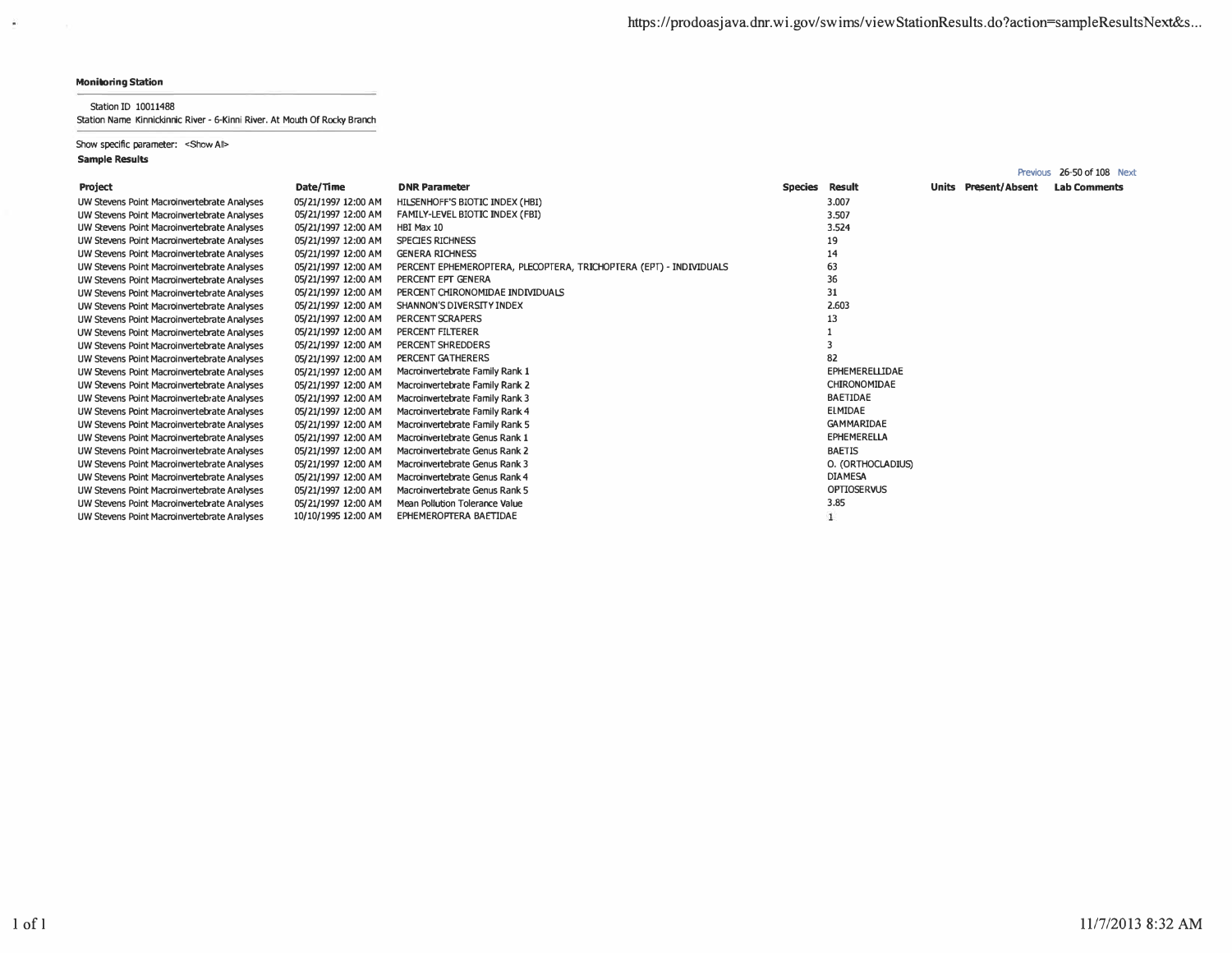**Monitoring Station**

Station ID 10011488
Station Name Kinnickinnic River - 6-Kinni River. At Mouth Of Rocky Branch

Show specific parameter: <Show All>

**Sample Results**

Previous 26-50 of 108 Next

| Project | Date/Time | DNR Parameter | Species | Result | Units | Present/Absent | Lab Comments |
|---|---|---|---|---|---|---|---|
| UW Stevens Point Macroinvertebrate Analyses | 05/21/1997 12:00 AM | HILSENHOFF'S BIOTIC INDEX (HBI) | | 3.007 | | | |
| UW Stevens Point Macroinvertebrate Analyses | 05/21/1997 12:00 AM | FAMILY-LEVEL BIOTIC INDEX (FBI) | | 3.507 | | | |
| UW Stevens Point Macroinvertebrate Analyses | 05/21/1997 12:00 AM | HBI Max 10 | | 3.524 | | | |
| UW Stevens Point Macroinvertebrate Analyses | 05/21/1997 12:00 AM | SPECIES RICHNESS | | 19 | | | |
| UW Stevens Point Macroinvertebrate Analyses | 05/21/1997 12:00 AM | GENERA RICHNESS | | 14 | | | |
| UW Stevens Point Macroinvertebrate Analyses | 05/21/1997 12:00 AM | PERCENT EPHEMEROPTERA, PLECOPTERA, TRICHOPTERA (EPT) - INDIVIDUALS | | 63 | | | |
| UW Stevens Point Macroinvertebrate Analyses | 05/21/1997 12:00 AM | PERCENT EPT GENERA | | 36 | | | |
| UW Stevens Point Macroinvertebrate Analyses | 05/21/1997 12:00 AM | PERCENT CHIRONOMIDAE INDIVIDUALS | | 31 | | | |
| UW Stevens Point Macroinvertebrate Analyses | 05/21/1997 12:00 AM | SHANNON'S DIVERSITY INDEX | | 2.603 | | | |
| UW Stevens Point Macroinvertebrate Analyses | 05/21/1997 12:00 AM | PERCENT SCRAPERS | | 13 | | | |
| UW Stevens Point Macroinvertebrate Analyses | 05/21/1997 12:00 AM | PERCENT FILTERER | | 1 | | | |
| UW Stevens Point Macroinvertebrate Analyses | 05/21/1997 12:00 AM | PERCENT SHREDDERS | | 3 | | | |
| UW Stevens Point Macroinvertebrate Analyses | 05/21/1997 12:00 AM | PERCENT GATHERERS | | 82 | | | |
| UW Stevens Point Macroinvertebrate Analyses | 05/21/1997 12:00 AM | Macroinvertebrate Family Rank 1 | | EPHEMERELLIDAE | | | |
| UW Stevens Point Macroinvertebrate Analyses | 05/21/1997 12:00 AM | Macroinvertebrate Family Rank 2 | | CHIRONOMIDAE | | | |
| UW Stevens Point Macroinvertebrate Analyses | 05/21/1997 12:00 AM | Macroinvertebrate Family Rank 3 | | BAETIDAE | | | |
| UW Stevens Point Macroinvertebrate Analyses | 05/21/1997 12:00 AM | Macroinvertebrate Family Rank 4 | | ELMIDAE | | | |
| UW Stevens Point Macroinvertebrate Analyses | 05/21/1997 12:00 AM | Macroinvertebrate Family Rank 5 | | GAMMARIDAE | | | |
| UW Stevens Point Macroinvertebrate Analyses | 05/21/1997 12:00 AM | Macroinvertebrate Genus Rank 1 | | EPHEMERELLA | | | |
| UW Stevens Point Macroinvertebrate Analyses | 05/21/1997 12:00 AM | Macroinvertebrate Genus Rank 2 | | BAETIS | | | |
| UW Stevens Point Macroinvertebrate Analyses | 05/21/1997 12:00 AM | Macroinvertebrate Genus Rank 3 | | O. (ORTHOCLADIUS) | | | |
| UW Stevens Point Macroinvertebrate Analyses | 05/21/1997 12:00 AM | Macroinvertebrate Genus Rank 4 | | DIAMESA | | | |
| UW Stevens Point Macroinvertebrate Analyses | 05/21/1997 12:00 AM | Macroinvertebrate Genus Rank 5 | | OPTIOSERVUS | | | |
| UW Stevens Point Macroinvertebrate Analyses | 05/21/1997 12:00 AM | Mean Pollution Tolerance Value | | 3.85 | | | |
| UW Stevens Point Macroinvertebrate Analyses | 10/10/1995 12:00 AM | EPHEMEROPTERA BAETIDAE | | 1 | | | |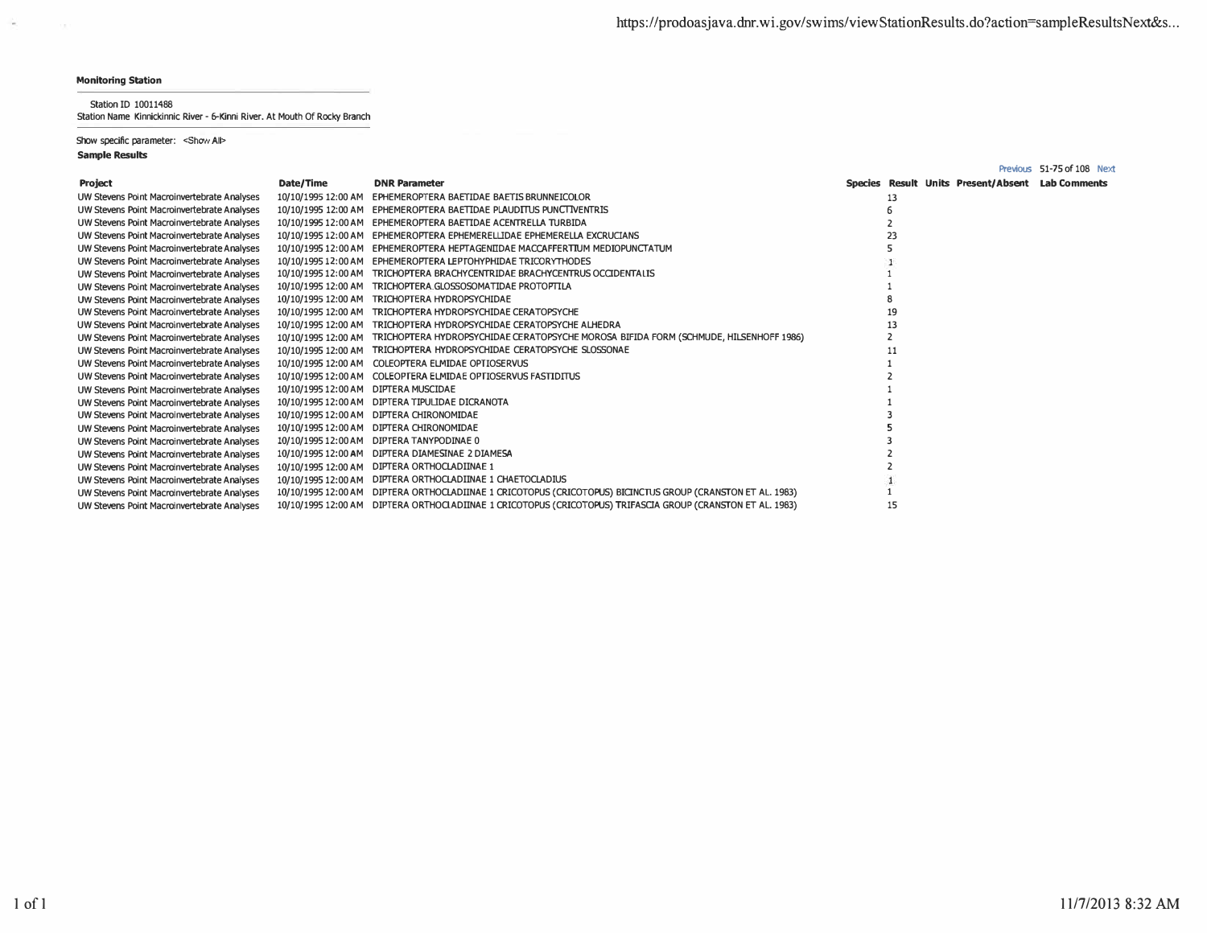**Monitoring Station**

Station ID 10011488
Station Name Kinnickinnic River - 6-Kinni River. At Mouth Of Rocky Branch

Show specific parameter: <Show All>

**Sample Results**

Previous 51-75 of 108 Next

| Project | Date/Time | DNR Parameter | Species | Result | Units | Present/Absent | Lab Comments |
|---|---|---|---|---|---|---|---|
| UW Stevens Point Macroinvertebrate Analyses | 10/10/1995 12:00 AM | EPHEMEROPTERA BAETIDAE BAETIS BRUNNEICOLOR | | 13 | | | |
| UW Stevens Point Macroinvertebrate Analyses | 10/10/1995 12:00 AM | EPHEMEROPTERA BAETIDAE PLAUDITUS PUNCTIVENTRIS | | 6 | | | |
| UW Stevens Point Macroinvertebrate Analyses | 10/10/1995 12:00 AM | EPHEMEROPTERA BAETIDAE ACENTRELLA TURBIDA | | 2 | | | |
| UW Stevens Point Macroinvertebrate Analyses | 10/10/1995 12:00 AM | EPHEMEROPTERA EPHEMERELLIDAE EPHEMERELLA EXCRUCIANS | | 23 | | | |
| UW Stevens Point Macroinvertebrate Analyses | 10/10/1995 12:00 AM | EPHEMEROPTERA HEPTAGENIIDAE MACCAFFERTIUM MEDIOPUNCTATUM | | 5 | | | |
| UW Stevens Point Macroinvertebrate Analyses | 10/10/1995 12:00 AM | EPHEMEROPTERA LEPTOHYPHIDAE TRICORYTHODES | | 1 | | | |
| UW Stevens Point Macroinvertebrate Analyses | 10/10/1995 12:00 AM | TRICHOPTERA BRACHYCENTRIDAE BRACHYCENTRUS OCCIDENTALIS | | 1 | | | |
| UW Stevens Point Macroinvertebrate Analyses | 10/10/1995 12:00 AM | TRICHOPTERA GLOSSOSOMATIDAE PROTOPTILA | | 1 | | | |
| UW Stevens Point Macroinvertebrate Analyses | 10/10/1995 12:00 AM | TRICHOPTERA HYDROPSYCHIDAE | | 8 | | | |
| UW Stevens Point Macroinvertebrate Analyses | 10/10/1995 12:00 AM | TRICHOPTERA HYDROPSYCHIDAE CERATOPSYCHE | | 19 | | | |
| UW Stevens Point Macroinvertebrate Analyses | 10/10/1995 12:00 AM | TRICHOPTERA HYDROPSYCHIDAE CERATOPSYCHE ALHEDRA | | 13 | | | |
| UW Stevens Point Macroinvertebrate Analyses | 10/10/1995 12:00 AM | TRICHOPTERA HYDROPSYCHIDAE CERATOPSYCHE MOROSA BIFIDA FORM (SCHMUDE, HILSENHOFF 1986) | | 2 | | | |
| UW Stevens Point Macroinvertebrate Analyses | 10/10/1995 12:00 AM | TRICHOPTERA HYDROPSYCHIDAE CERATOPSYCHE SLOSSONAE | | 11 | | | |
| UW Stevens Point Macroinvertebrate Analyses | 10/10/1995 12:00 AM | COLEOPTERA ELMIDAE OPTIOSERVUS | | 1 | | | |
| UW Stevens Point Macroinvertebrate Analyses | 10/10/1995 12:00 AM | COLEOPTERA ELMIDAE OPTIOSERVUS FASTIDITUS | | 2 | | | |
| UW Stevens Point Macroinvertebrate Analyses | 10/10/1995 12:00 AM | DIPTERA MUSCIDAE | | 1 | | | |
| UW Stevens Point Macroinvertebrate Analyses | 10/10/1995 12:00 AM | DIPTERA TIPULIDAE DICRANOTA | | 1 | | | |
| UW Stevens Point Macroinvertebrate Analyses | 10/10/1995 12:00 AM | DIPTERA CHIRONOMIDAE | | 3 | | | |
| UW Stevens Point Macroinvertebrate Analyses | 10/10/1995 12:00 AM | DIPTERA CHIRONOMIDAE | | 5 | | | |
| UW Stevens Point Macroinvertebrate Analyses | 10/10/1995 12:00 AM | DIPTERA TANYPODINAE 0 | | 3 | | | |
| UW Stevens Point Macroinvertebrate Analyses | 10/10/1995 12:00 AM | DIPTERA DIAMESINAE 2 DIAMESA | | 2 | | | |
| UW Stevens Point Macroinvertebrate Analyses | 10/10/1995 12:00 AM | DIPTERA ORTHOCLADIINAE 1 | | 2 | | | |
| UW Stevens Point Macroinvertebrate Analyses | 10/10/1995 12:00 AM | DIPTERA ORTHOCLADIINAE 1 CHAETOCLADIUS | | 1 | | | |
| UW Stevens Point Macroinvertebrate Analyses | 10/10/1995 12:00 AM | DIPTERA ORTHOCLADIINAE 1 CRICOTOPUS (CRICOTOPUS) BICINCTUS GROUP (CRANSTON ET AL. 1983) | | 1 | | | |
| UW Stevens Point Macroinvertebrate Analyses | 10/10/1995 12:00 AM | DIPTERA ORTHOCLADIINAE 1 CRICOTOPUS (CRICOTOPUS) TRIFASCIA GROUP (CRANSTON ET AL. 1983) | | 15 | | | |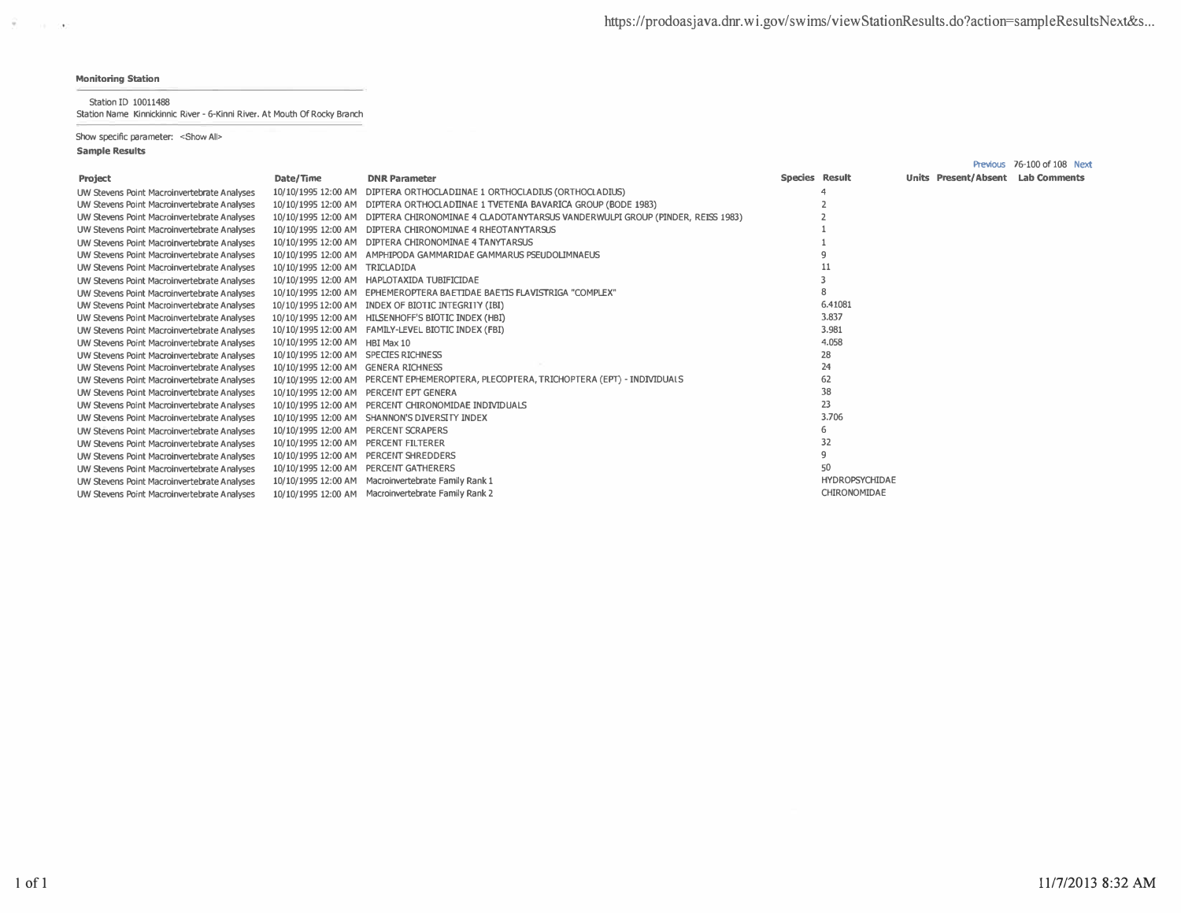**Monitoring Station**

Station ID 10011488
Station Name Kinnickinnic River - 6-Kinni River. At Mouth Of Rocky Branch

Show specific parameter: <Show All>

**Sample Results**

Previous 76-100 of 108 Next

| Project | Date/Time | DNR Parameter | Species | Result | Units | Present/Absent | Lab Comments |
|---|---|---|---|---|---|---|---|
| UW Stevens Point Macroinvertebrate Analyses | 10/10/1995 12:00 AM | DIPTERA ORTHOCLADIINAE 1 ORTHOCLADIUS (ORTHOCLADIUS) | | 4 | | | |
| UW Stevens Point Macroinvertebrate Analyses | 10/10/1995 12:00 AM | DIPTERA ORTHOCLADIINAE 1 TVETENIA BAVARICA GROUP (BODE 1983) | | 2 | | | |
| UW Stevens Point Macroinvertebrate Analyses | 10/10/1995 12:00 AM | DIPTERA CHIRONOMINAE 4 CLADOTANYTARSUS VANDERWULPI GROUP (PINDER, REISS 1983) | | 2 | | | |
| UW Stevens Point Macroinvertebrate Analyses | 10/10/1995 12:00 AM | DIPTERA CHIRONOMINAE 4 RHEOTANYTARSUS | | 1 | | | |
| UW Stevens Point Macroinvertebrate Analyses | 10/10/1995 12:00 AM | DIPTERA CHIRONOMINAE 4 TANYTARSUS | | 1 | | | |
| UW Stevens Point Macroinvertebrate Analyses | 10/10/1995 12:00 AM | AMPHIPODA GAMMARIDAE GAMMARUS PSEUDOLIMNAEUS | | 9 | | | |
| UW Stevens Point Macroinvertebrate Analyses | 10/10/1995 12:00 AM | TRICLADIDA | | 11 | | | |
| UW Stevens Point Macroinvertebrate Analyses | 10/10/1995 12:00 AM | HAPLOTAXIDA TUBIFICIDAE | | 3 | | | |
| UW Stevens Point Macroinvertebrate Analyses | 10/10/1995 12:00 AM | EPHEMEROPTERA BAETIDAE BAETIS FLAVISTRIGA "COMPLEX" | | 8 | | | |
| UW Stevens Point Macroinvertebrate Analyses | 10/10/1995 12:00 AM | INDEX OF BIOTIC INTEGRITY (IBI) | | 6.41081 | | | |
| UW Stevens Point Macroinvertebrate Analyses | 10/10/1995 12:00 AM | HILSENHOFF'S BIOTIC INDEX (HBI) | | 3.837 | | | |
| UW Stevens Point Macroinvertebrate Analyses | 10/10/1995 12:00 AM | FAMILY-LEVEL BIOTIC INDEX (FBI) | | 3.981 | | | |
| UW Stevens Point Macroinvertebrate Analyses | 10/10/1995 12:00 AM | HBI Max 10 | | 4.058 | | | |
| UW Stevens Point Macroinvertebrate Analyses | 10/10/1995 12:00 AM | SPECIES RICHNESS | | 28 | | | |
| UW Stevens Point Macroinvertebrate Analyses | 10/10/1995 12:00 AM | GENERA RICHNESS | | 24 | | | |
| UW Stevens Point Macroinvertebrate Analyses | 10/10/1995 12:00 AM | PERCENT EPHEMEROPTERA, PLECOPTERA, TRICHOPTERA (EPT) - INDIVIDUALS | | 62 | | | |
| UW Stevens Point Macroinvertebrate Analyses | 10/10/1995 12:00 AM | PERCENT EPT GENERA | | 38 | | | |
| UW Stevens Point Macroinvertebrate Analyses | 10/10/1995 12:00 AM | PERCENT CHIRONOMIDAE INDIVIDUALS | | 23 | | | |
| UW Stevens Point Macroinvertebrate Analyses | 10/10/1995 12:00 AM | SHANNON'S DIVERSITY INDEX | | 3.706 | | | |
| UW Stevens Point Macroinvertebrate Analyses | 10/10/1995 12:00 AM | PERCENT SCRAPERS | | 6 | | | |
| UW Stevens Point Macroinvertebrate Analyses | 10/10/1995 12:00 AM | PERCENT FILTERER | | 32 | | | |
| UW Stevens Point Macroinvertebrate Analyses | 10/10/1995 12:00 AM | PERCENT SHREDDERS | | 9 | | | |
| UW Stevens Point Macroinvertebrate Analyses | 10/10/1995 12:00 AM | PERCENT GATHERERS | | 50 | | | |
| UW Stevens Point Macroinvertebrate Analyses | 10/10/1995 12:00 AM | Macroinvertebrate Family Rank 1 | | HYDROPSYCHIDAE | | | |
| UW Stevens Point Macroinvertebrate Analyses | 10/10/1995 12:00 AM | Macroinvertebrate Family Rank 2 | | CHIRONOMIDAE | | | |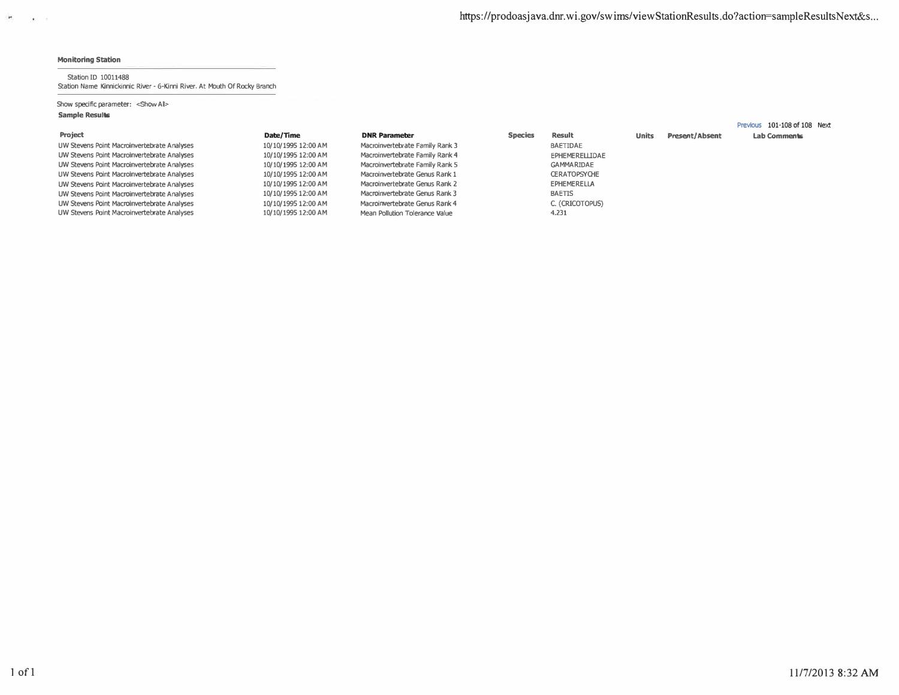**Monitoring Station**

Station ID 10011488
Station Name Kinnickinnic River - 6-Kinni River. At Mouth Of Rocky Branch

Show specific parameter: <Show All>

**Sample Results**

Previous 101-108 of 108 Next

| Project | Date/Time | DNR Parameter | Species | Result | Units | Present/Absent | Lab Comments |
|---|---|---|---|---|---|---|---|
| UW Stevens Point Macroinvertebrate Analyses | 10/10/1995 12:00 AM | Macroinvertebrate Family Rank 3 | | BAETIDAE | | | |
| UW Stevens Point Macroinvertebrate Analyses | 10/10/1995 12:00 AM | Macroinvertebrate Family Rank 4 | | EPHEMERELLIDAE | | | |
| UW Stevens Point Macroinvertebrate Analyses | 10/10/1995 12:00 AM | Macroinvertebrate Family Rank 5 | | GAMMARIDAE | | | |
| UW Stevens Point Macroinvertebrate Analyses | 10/10/1995 12:00 AM | Macroinvertebrate Genus Rank 1 | | CERATOPSYCHE | | | |
| UW Stevens Point Macroinvertebrate Analyses | 10/10/1995 12:00 AM | Macroinvertebrate Genus Rank 2 | | EPHEMERELLA | | | |
| UW Stevens Point Macroinvertebrate Analyses | 10/10/1995 12:00 AM | Macroinvertebrate Genus Rank 3 | | BAETIS | | | |
| UW Stevens Point Macroinvertebrate Analyses | 10/10/1995 12:00 AM | Macroinvertebrate Genus Rank 4 | | C. (CRICOTOPUS) | | | |
| UW Stevens Point Macroinvertebrate Analyses | 10/10/1995 12:00 AM | Mean Pollution Tolerance Value | | 4.231 | | | |